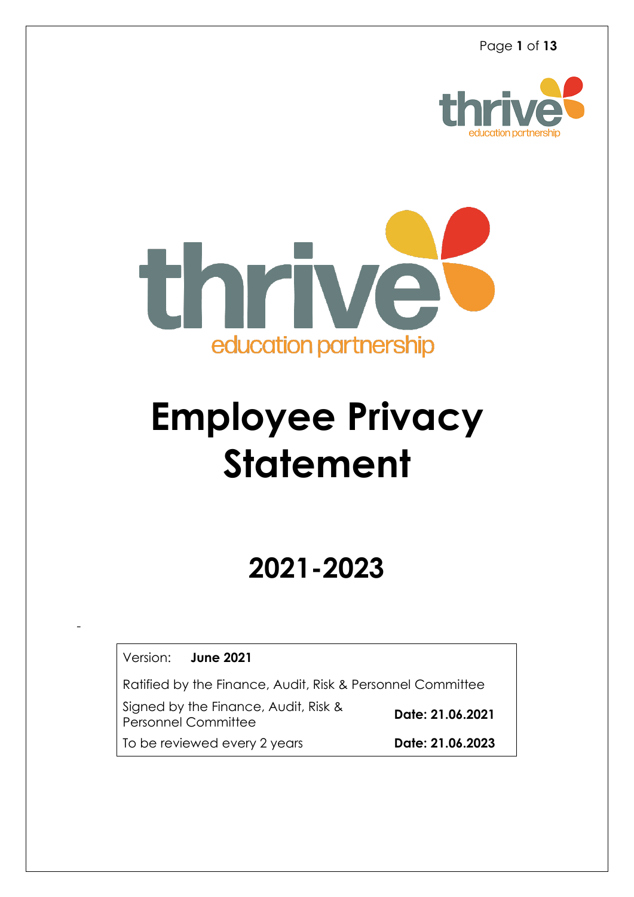# Employee Privacy Statement

## 2021-2023

-

| Version: **June 2021** | |
|---|---|
| Ratified by the Finance, Audit, Risk & Personnel Committee | |
| Signed by the Finance, Audit, Risk & Personnel Committee | **Date: 21.06.2021** |
| To be reviewed every 2 years | **Date: 21.06.2023** |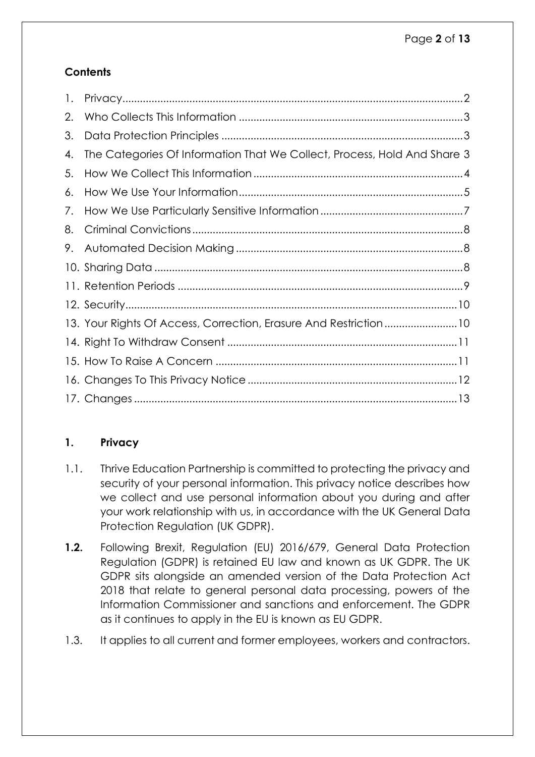**Contents**

1. Privacy .......... 2
2. Who Collects This Information .......... 3
3. Data Protection Principles .......... 3
4. The Categories Of Information That We Collect, Process, Hold And Share 3
5. How We Collect This Information .......... 4
6. How We Use Your Information .......... 5
7. How We Use Particularly Sensitive Information .......... 7
8. Criminal Convictions .......... 8
9. Automated Decision Making .......... 8
10. Sharing Data .......... 8
11. Retention Periods .......... 9
12. Security .......... 10
13. Your Rights Of Access, Correction, Erasure And Restriction .......... 10
14. Right To Withdraw Consent .......... 11
15. How To Raise A Concern .......... 11
16. Changes To This Privacy Notice .......... 12
17. Changes .......... 13

## 1. Privacy

1.1. Thrive Education Partnership is committed to protecting the privacy and security of your personal information. This privacy notice describes how we collect and use personal information about you during and after your work relationship with us, in accordance with the UK General Data Protection Regulation (UK GDPR).

**1.2.** Following Brexit, Regulation (EU) 2016/679, General Data Protection Regulation (GDPR) is retained EU law and known as UK GDPR. The UK GDPR sits alongside an amended version of the Data Protection Act 2018 that relate to general personal data processing, powers of the Information Commissioner and sanctions and enforcement. The GDPR as it continues to apply in the EU is known as EU GDPR.

1.3. It applies to all current and former employees, workers and contractors.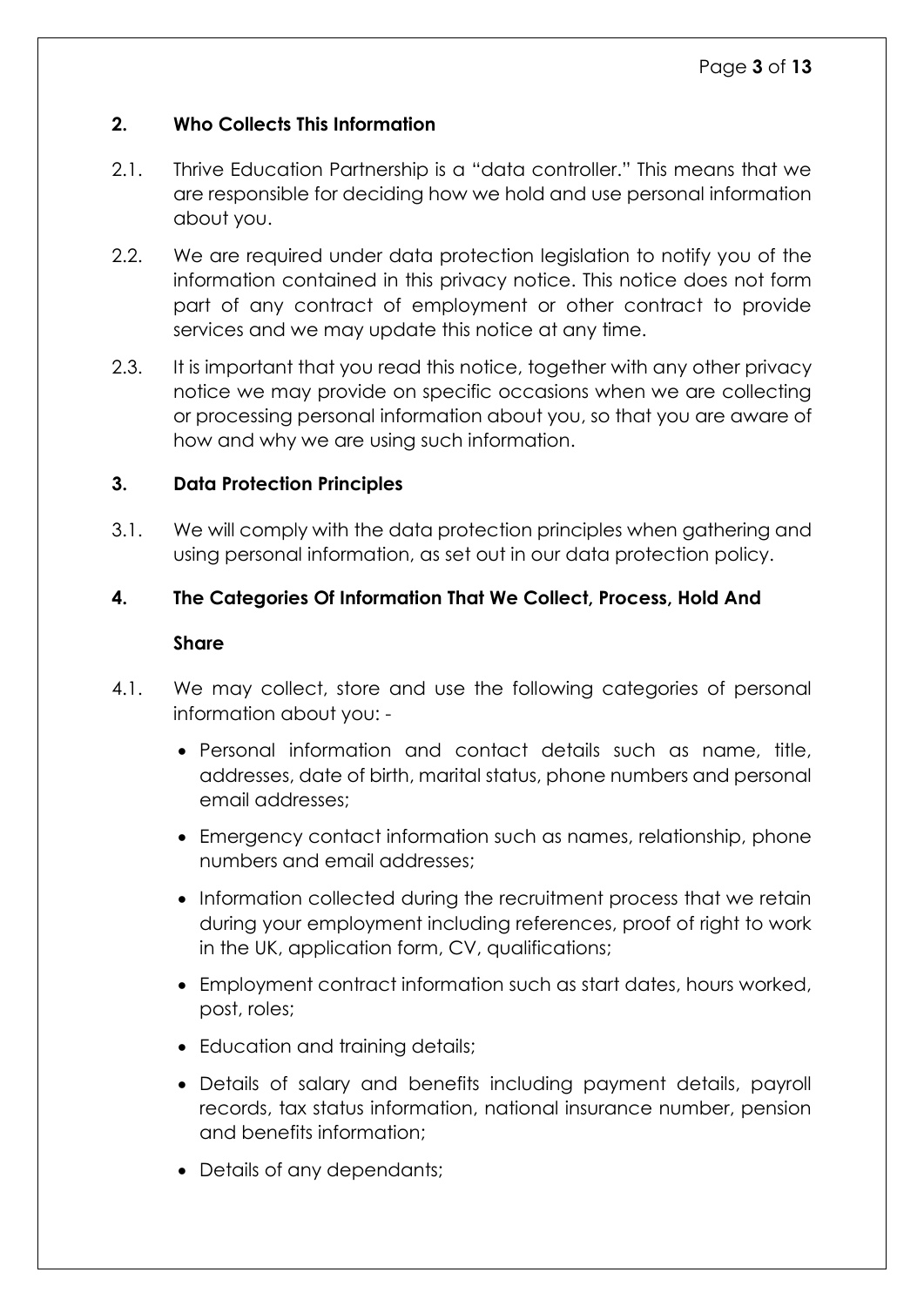## 2. Who Collects This Information

2.1. Thrive Education Partnership is a "data controller." This means that we are responsible for deciding how we hold and use personal information about you.

2.2. We are required under data protection legislation to notify you of the information contained in this privacy notice. This notice does not form part of any contract of employment or other contract to provide services and we may update this notice at any time.

2.3. It is important that you read this notice, together with any other privacy notice we may provide on specific occasions when we are collecting or processing personal information about you, so that you are aware of how and why we are using such information.

## 3. Data Protection Principles

3.1. We will comply with the data protection principles when gathering and using personal information, as set out in our data protection policy.

## 4. The Categories Of Information That We Collect, Process, Hold And Share

4.1. We may collect, store and use the following categories of personal information about you: -

- Personal information and contact details such as name, title, addresses, date of birth, marital status, phone numbers and personal email addresses;
- Emergency contact information such as names, relationship, phone numbers and email addresses;
- Information collected during the recruitment process that we retain during your employment including references, proof of right to work in the UK, application form, CV, qualifications;
- Employment contract information such as start dates, hours worked, post, roles;
- Education and training details;
- Details of salary and benefits including payment details, payroll records, tax status information, national insurance number, pension and benefits information;
- Details of any dependants;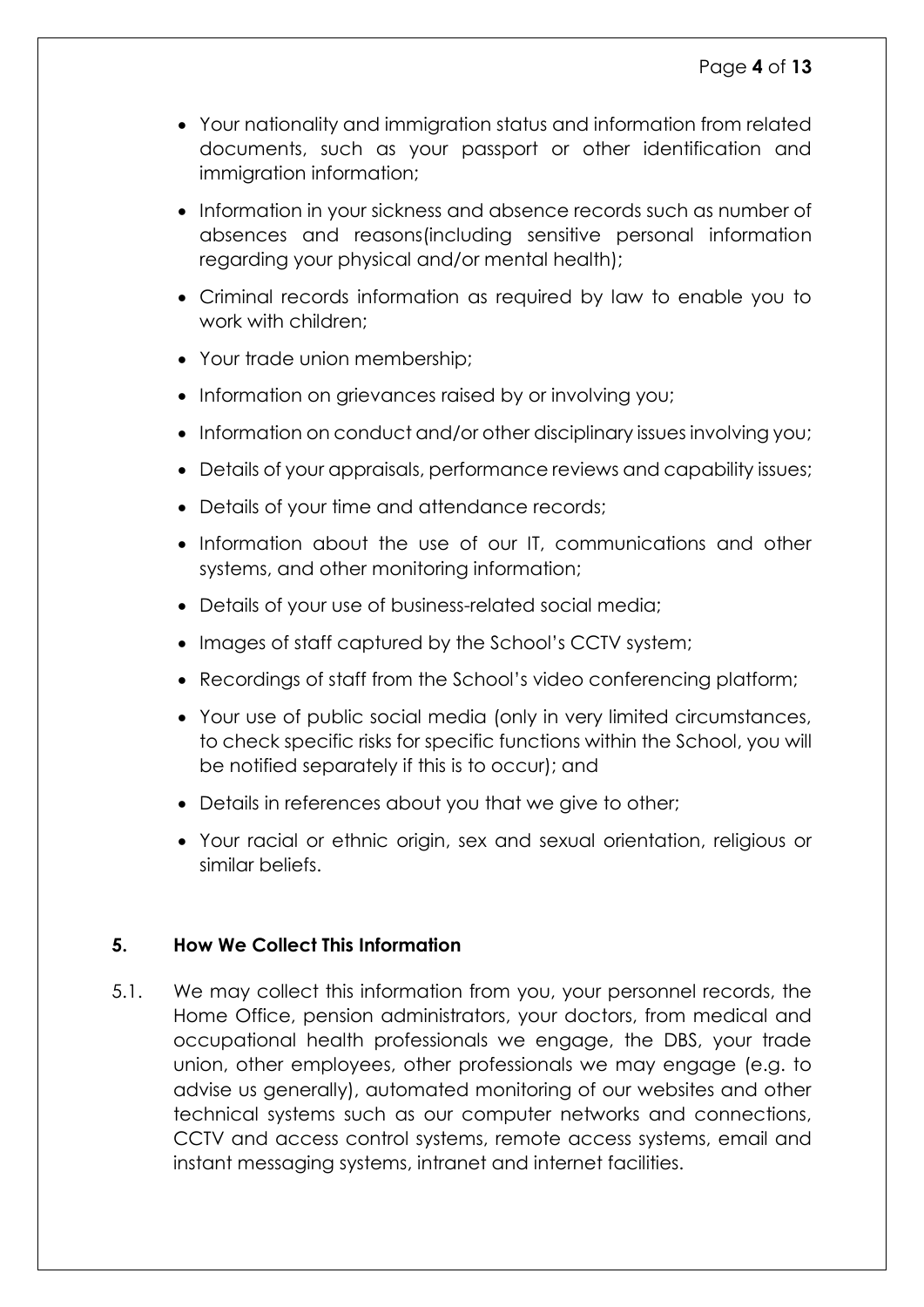- Your nationality and immigration status and information from related documents, such as your passport or other identification and immigration information;
- Information in your sickness and absence records such as number of absences and reasons(including sensitive personal information regarding your physical and/or mental health);
- Criminal records information as required by law to enable you to work with children;
- Your trade union membership;
- Information on grievances raised by or involving you;
- Information on conduct and/or other disciplinary issues involving you;
- Details of your appraisals, performance reviews and capability issues;
- Details of your time and attendance records;
- Information about the use of our IT, communications and other systems, and other monitoring information;
- Details of your use of business-related social media;
- Images of staff captured by the School's CCTV system;
- Recordings of staff from the School's video conferencing platform;
- Your use of public social media (only in very limited circumstances, to check specific risks for specific functions within the School, you will be notified separately if this is to occur); and
- Details in references about you that we give to other;
- Your racial or ethnic origin, sex and sexual orientation, religious or similar beliefs.

## 5. How We Collect This Information

5.1. We may collect this information from you, your personnel records, the Home Office, pension administrators, your doctors, from medical and occupational health professionals we engage, the DBS, your trade union, other employees, other professionals we may engage (e.g. to advise us generally), automated monitoring of our websites and other technical systems such as our computer networks and connections, CCTV and access control systems, remote access systems, email and instant messaging systems, intranet and internet facilities.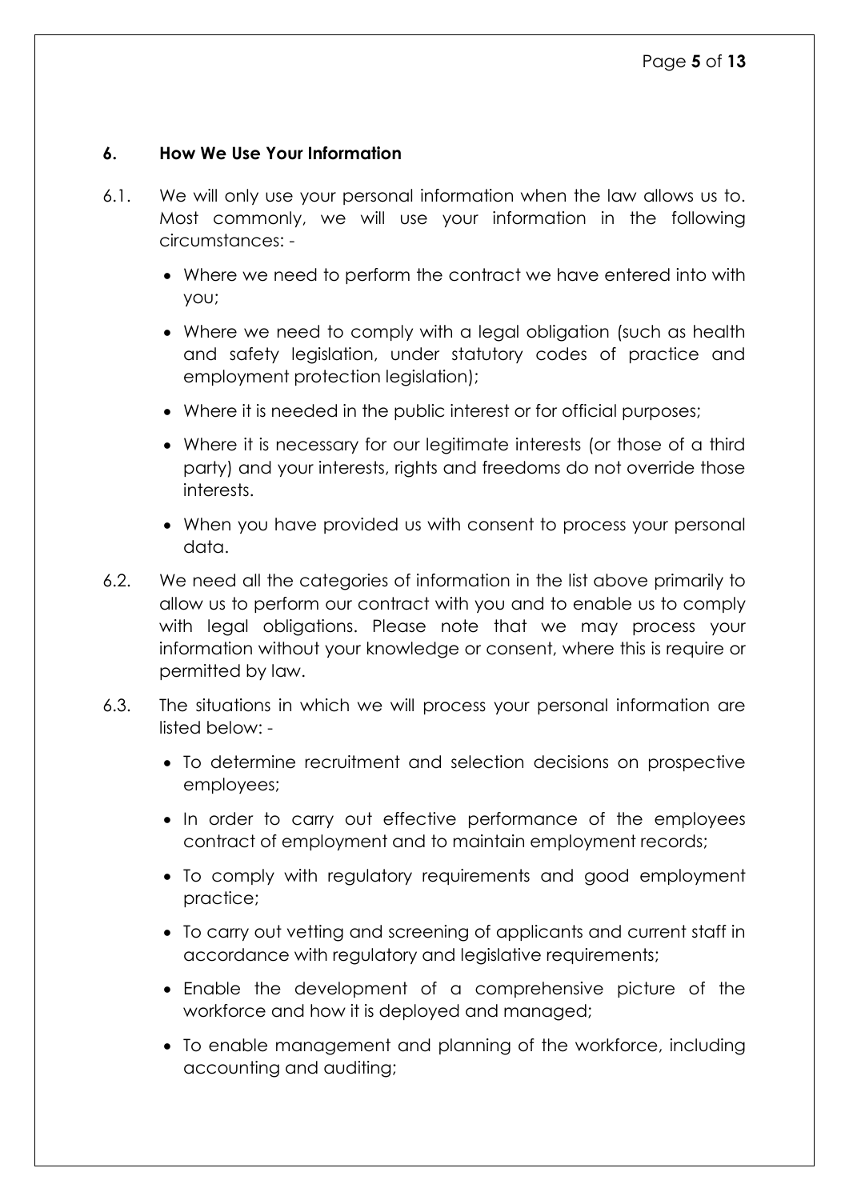## 6. How We Use Your Information

6.1. We will only use your personal information when the law allows us to. Most commonly, we will use your information in the following circumstances: -

- Where we need to perform the contract we have entered into with you;
- Where we need to comply with a legal obligation (such as health and safety legislation, under statutory codes of practice and employment protection legislation);
- Where it is needed in the public interest or for official purposes;
- Where it is necessary for our legitimate interests (or those of a third party) and your interests, rights and freedoms do not override those interests.
- When you have provided us with consent to process your personal data.

6.2. We need all the categories of information in the list above primarily to allow us to perform our contract with you and to enable us to comply with legal obligations. Please note that we may process your information without your knowledge or consent, where this is require or permitted by law.

6.3. The situations in which we will process your personal information are listed below: -

- To determine recruitment and selection decisions on prospective employees;
- In order to carry out effective performance of the employees contract of employment and to maintain employment records;
- To comply with regulatory requirements and good employment practice;
- To carry out vetting and screening of applicants and current staff in accordance with regulatory and legislative requirements;
- Enable the development of a comprehensive picture of the workforce and how it is deployed and managed;
- To enable management and planning of the workforce, including accounting and auditing;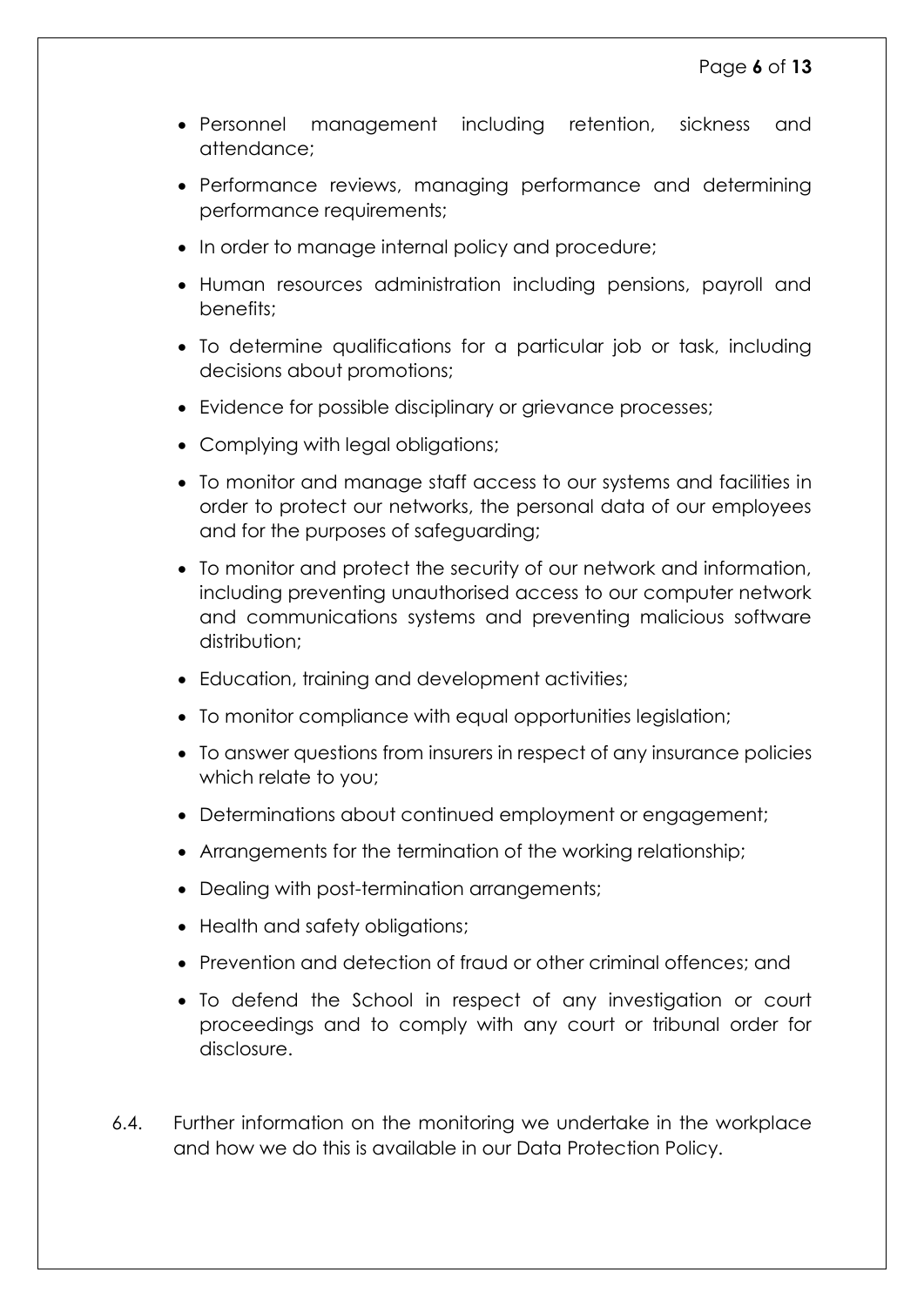- Personnel management including retention, sickness and attendance;
- Performance reviews, managing performance and determining performance requirements;
- In order to manage internal policy and procedure;
- Human resources administration including pensions, payroll and benefits;
- To determine qualifications for a particular job or task, including decisions about promotions;
- Evidence for possible disciplinary or grievance processes;
- Complying with legal obligations;
- To monitor and manage staff access to our systems and facilities in order to protect our networks, the personal data of our employees and for the purposes of safeguarding;
- To monitor and protect the security of our network and information, including preventing unauthorised access to our computer network and communications systems and preventing malicious software distribution;
- Education, training and development activities;
- To monitor compliance with equal opportunities legislation;
- To answer questions from insurers in respect of any insurance policies which relate to you;
- Determinations about continued employment or engagement;
- Arrangements for the termination of the working relationship;
- Dealing with post-termination arrangements;
- Health and safety obligations;
- Prevention and detection of fraud or other criminal offences; and
- To defend the School in respect of any investigation or court proceedings and to comply with any court or tribunal order for disclosure.

6.4. Further information on the monitoring we undertake in the workplace and how we do this is available in our Data Protection Policy.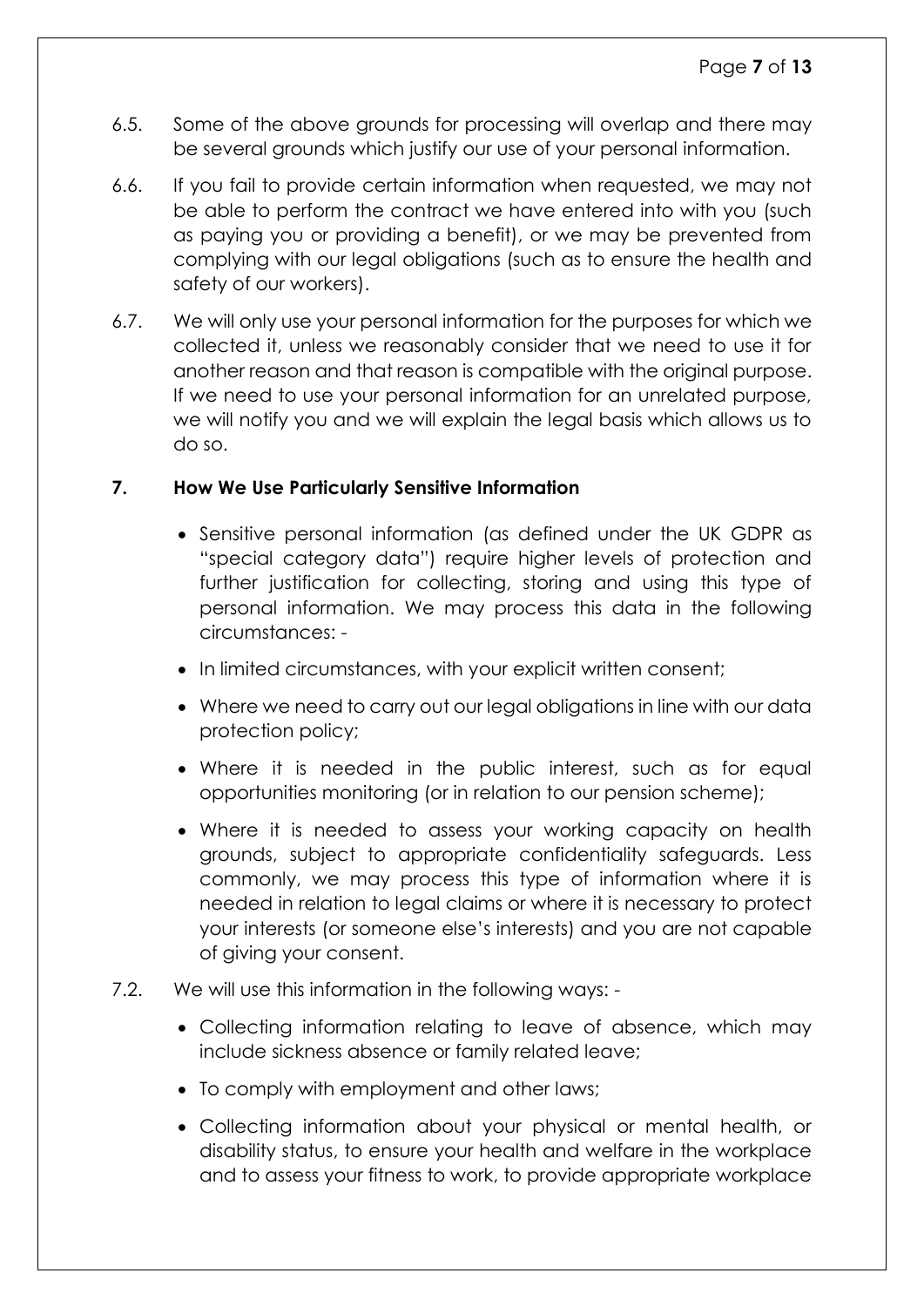6.5. Some of the above grounds for processing will overlap and there may be several grounds which justify our use of your personal information.

6.6. If you fail to provide certain information when requested, we may not be able to perform the contract we have entered into with you (such as paying you or providing a benefit), or we may be prevented from complying with our legal obligations (such as to ensure the health and safety of our workers).

6.7. We will only use your personal information for the purposes for which we collected it, unless we reasonably consider that we need to use it for another reason and that reason is compatible with the original purpose. If we need to use your personal information for an unrelated purpose, we will notify you and we will explain the legal basis which allows us to do so.

## 7. How We Use Particularly Sensitive Information

- Sensitive personal information (as defined under the UK GDPR as "special category data") require higher levels of protection and further justification for collecting, storing and using this type of personal information. We may process this data in the following circumstances: -
- In limited circumstances, with your explicit written consent;
- Where we need to carry out our legal obligations in line with our data protection policy;
- Where it is needed in the public interest, such as for equal opportunities monitoring (or in relation to our pension scheme);
- Where it is needed to assess your working capacity on health grounds, subject to appropriate confidentiality safeguards. Less commonly, we may process this type of information where it is needed in relation to legal claims or where it is necessary to protect your interests (or someone else's interests) and you are not capable of giving your consent.

7.2. We will use this information in the following ways: -

- Collecting information relating to leave of absence, which may include sickness absence or family related leave;
- To comply with employment and other laws;
- Collecting information about your physical or mental health, or disability status, to ensure your health and welfare in the workplace and to assess your fitness to work, to provide appropriate workplace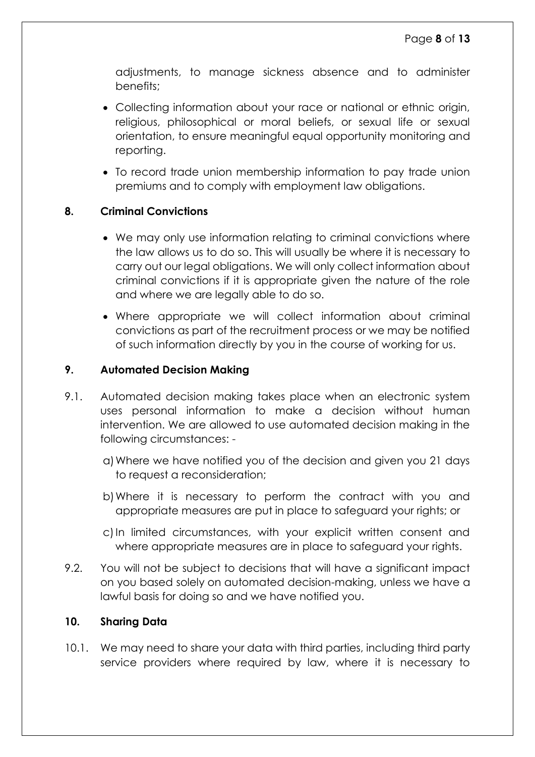adjustments, to manage sickness absence and to administer benefits;

- Collecting information about your race or national or ethnic origin, religious, philosophical or moral beliefs, or sexual life or sexual orientation, to ensure meaningful equal opportunity monitoring and reporting.
- To record trade union membership information to pay trade union premiums and to comply with employment law obligations.

## 8. Criminal Convictions

- We may only use information relating to criminal convictions where the law allows us to do so. This will usually be where it is necessary to carry out our legal obligations. We will only collect information about criminal convictions if it is appropriate given the nature of the role and where we are legally able to do so.
- Where appropriate we will collect information about criminal convictions as part of the recruitment process or we may be notified of such information directly by you in the course of working for us.

## 9. Automated Decision Making

9.1. Automated decision making takes place when an electronic system uses personal information to make a decision without human intervention. We are allowed to use automated decision making in the following circumstances: -

a) Where we have notified you of the decision and given you 21 days to request a reconsideration;

b) Where it is necessary to perform the contract with you and appropriate measures are put in place to safeguard your rights; or

c) In limited circumstances, with your explicit written consent and where appropriate measures are in place to safeguard your rights.

9.2. You will not be subject to decisions that will have a significant impact on you based solely on automated decision-making, unless we have a lawful basis for doing so and we have notified you.

## 10. Sharing Data

10.1. We may need to share your data with third parties, including third party service providers where required by law, where it is necessary to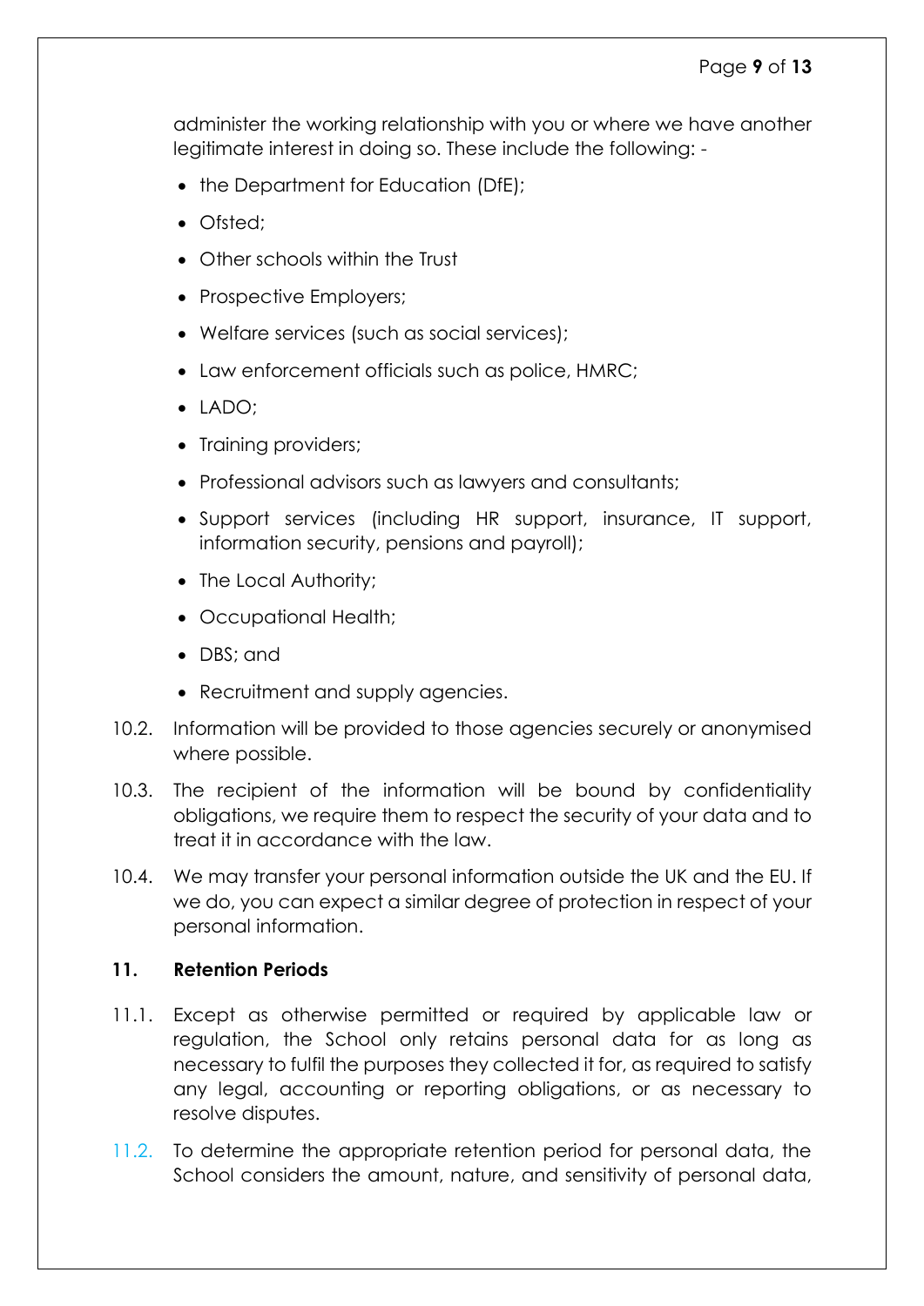administer the working relationship with you or where we have another legitimate interest in doing so. These include the following: -

- the Department for Education (DfE);
- Ofsted;
- Other schools within the Trust
- Prospective Employers;
- Welfare services (such as social services);
- Law enforcement officials such as police, HMRC;
- LADO;
- Training providers;
- Professional advisors such as lawyers and consultants;
- Support services (including HR support, insurance, IT support, information security, pensions and payroll);
- The Local Authority;
- Occupational Health;
- DBS; and
- Recruitment and supply agencies.

10.2. Information will be provided to those agencies securely or anonymised where possible.

10.3. The recipient of the information will be bound by confidentiality obligations, we require them to respect the security of your data and to treat it in accordance with the law.

10.4. We may transfer your personal information outside the UK and the EU. If we do, you can expect a similar degree of protection in respect of your personal information.

## 11. Retention Periods

11.1. Except as otherwise permitted or required by applicable law or regulation, the School only retains personal data for as long as necessary to fulfil the purposes they collected it for, as required to satisfy any legal, accounting or reporting obligations, or as necessary to resolve disputes.

11.2. To determine the appropriate retention period for personal data, the School considers the amount, nature, and sensitivity of personal data,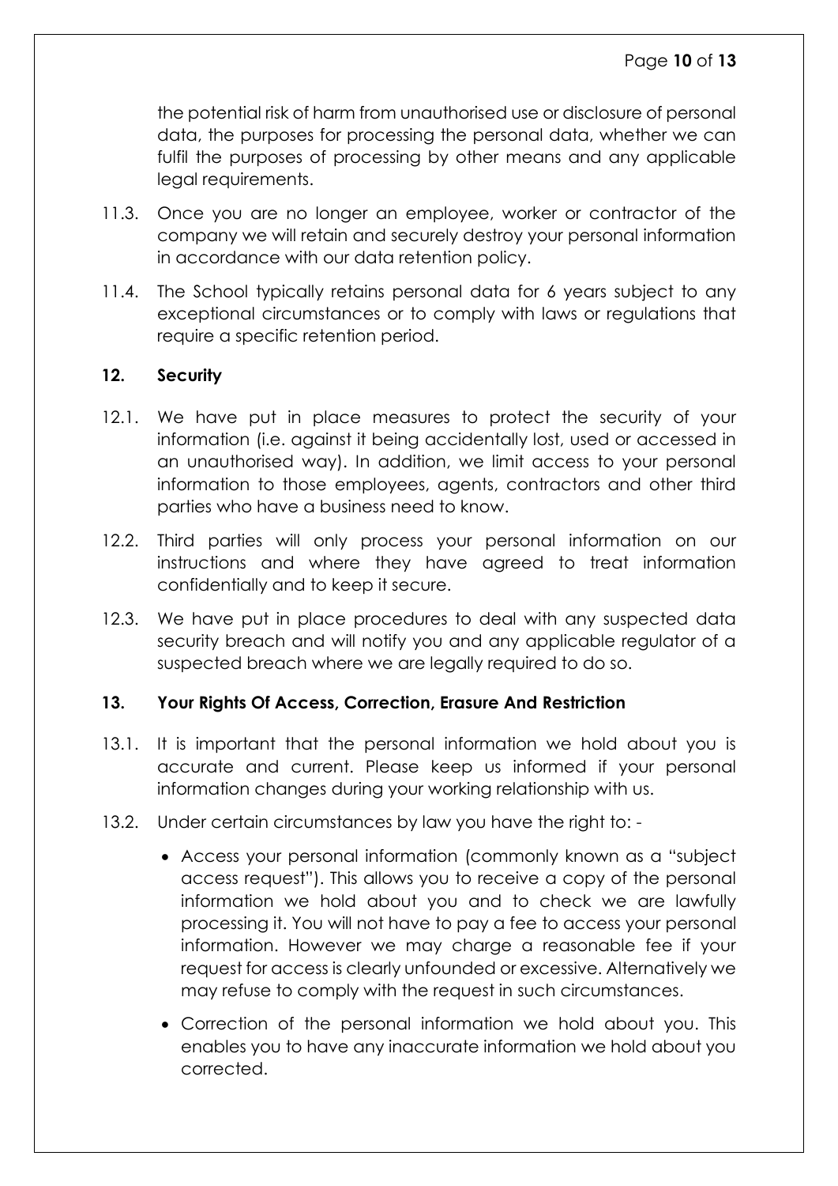the potential risk of harm from unauthorised use or disclosure of personal data, the purposes for processing the personal data, whether we can fulfil the purposes of processing by other means and any applicable legal requirements.

11.3. Once you are no longer an employee, worker or contractor of the company we will retain and securely destroy your personal information in accordance with our data retention policy.

11.4. The School typically retains personal data for 6 years subject to any exceptional circumstances or to comply with laws or regulations that require a specific retention period.

## 12. Security

12.1. We have put in place measures to protect the security of your information (i.e. against it being accidentally lost, used or accessed in an unauthorised way). In addition, we limit access to your personal information to those employees, agents, contractors and other third parties who have a business need to know.

12.2. Third parties will only process your personal information on our instructions and where they have agreed to treat information confidentially and to keep it secure.

12.3. We have put in place procedures to deal with any suspected data security breach and will notify you and any applicable regulator of a suspected breach where we are legally required to do so.

## 13. Your Rights Of Access, Correction, Erasure And Restriction

13.1. It is important that the personal information we hold about you is accurate and current. Please keep us informed if your personal information changes during your working relationship with us.

13.2. Under certain circumstances by law you have the right to: -

- Access your personal information (commonly known as a "subject access request"). This allows you to receive a copy of the personal information we hold about you and to check we are lawfully processing it. You will not have to pay a fee to access your personal information. However we may charge a reasonable fee if your request for access is clearly unfounded or excessive. Alternatively we may refuse to comply with the request in such circumstances.
- Correction of the personal information we hold about you. This enables you to have any inaccurate information we hold about you corrected.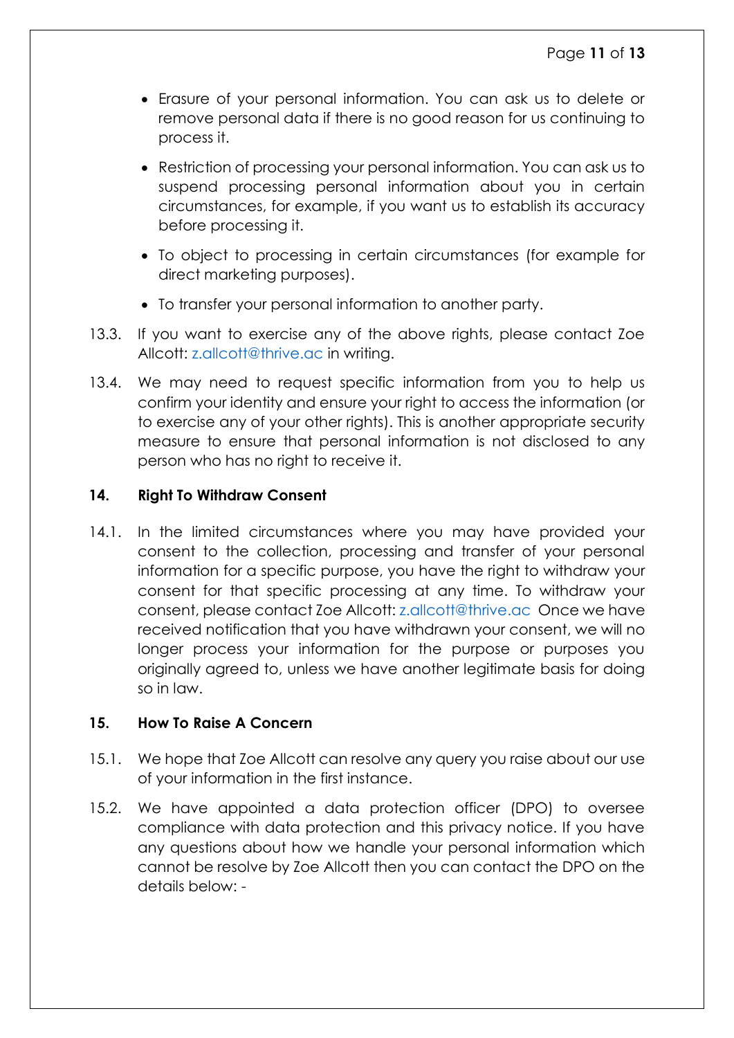- Erasure of your personal information. You can ask us to delete or remove personal data if there is no good reason for us continuing to process it.
- Restriction of processing your personal information. You can ask us to suspend processing personal information about you in certain circumstances, for example, if you want us to establish its accuracy before processing it.
- To object to processing in certain circumstances (for example for direct marketing purposes).
- To transfer your personal information to another party.

13.3. If you want to exercise any of the above rights, please contact Zoe Allcott: z.allcott@thrive.ac in writing.

13.4. We may need to request specific information from you to help us confirm your identity and ensure your right to access the information (or to exercise any of your other rights). This is another appropriate security measure to ensure that personal information is not disclosed to any person who has no right to receive it.

## 14. Right To Withdraw Consent

14.1. In the limited circumstances where you may have provided your consent to the collection, processing and transfer of your personal information for a specific purpose, you have the right to withdraw your consent for that specific processing at any time. To withdraw your consent, please contact Zoe Allcott: z.allcott@thrive.ac Once we have received notification that you have withdrawn your consent, we will no longer process your information for the purpose or purposes you originally agreed to, unless we have another legitimate basis for doing so in law.

## 15. How To Raise A Concern

15.1. We hope that Zoe Allcott can resolve any query you raise about our use of your information in the first instance.

15.2. We have appointed a data protection officer (DPO) to oversee compliance with data protection and this privacy notice. If you have any questions about how we handle your personal information which cannot be resolve by Zoe Allcott then you can contact the DPO on the details below: -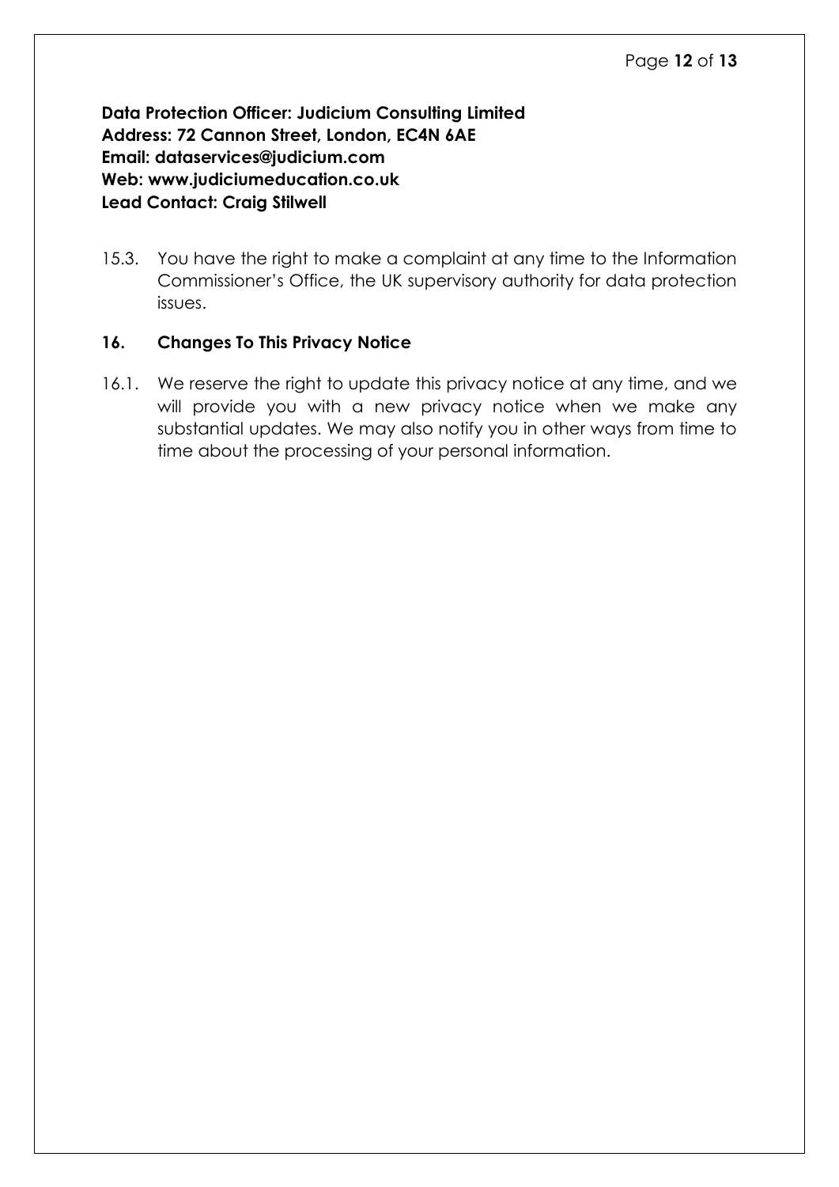**Data Protection Officer: Judicium Consulting Limited**
**Address: 72 Cannon Street, London, EC4N 6AE**
**Email: dataservices@judicium.com**
**Web: www.judiciumeducation.co.uk**
**Lead Contact: Craig Stilwell**

15.3. You have the right to make a complaint at any time to the Information Commissioner's Office, the UK supervisory authority for data protection issues.

## 16. Changes To This Privacy Notice

16.1. We reserve the right to update this privacy notice at any time, and we will provide you with a new privacy notice when we make any substantial updates. We may also notify you in other ways from time to time about the processing of your personal information.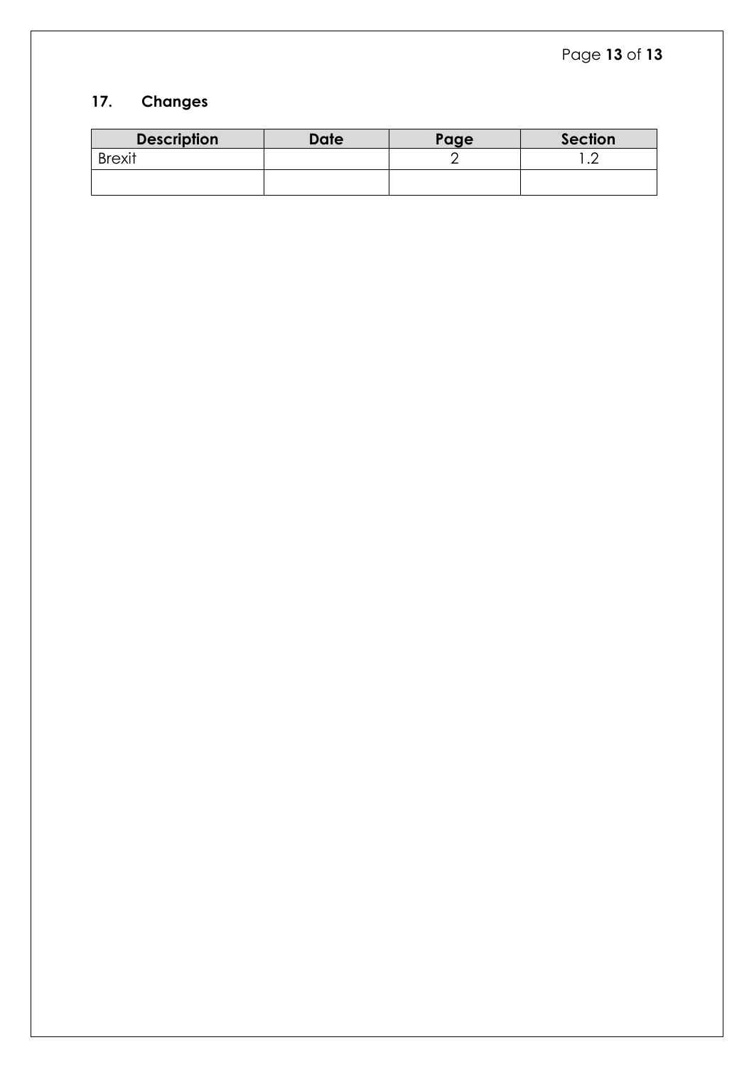## 17. Changes

| Description | Date | Page | Section |
|---|---|---|---|
| Brexit | | 2 | 1.2 |
| | | | |